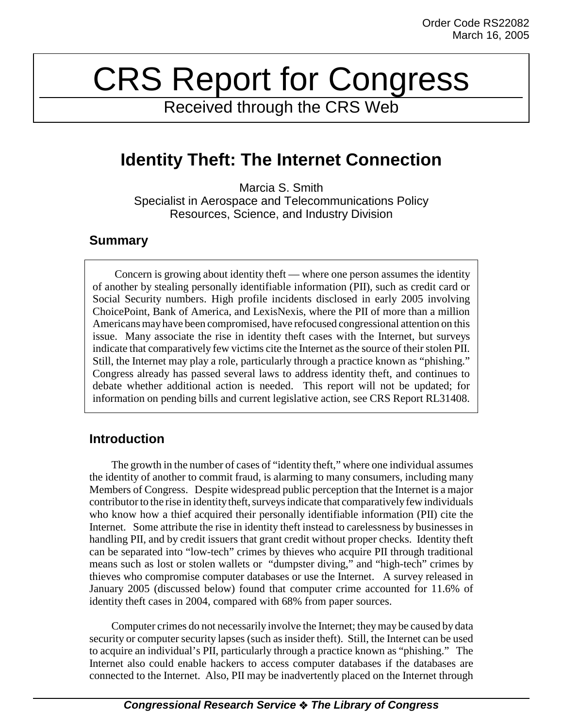Order Code RS22082
March 16, 2005

# CRS Report for Congress

Received through the CRS Web

## Identity Theft: The Internet Connection

Marcia S. Smith
Specialist in Aerospace and Telecommunications Policy
Resources, Science, and Industry Division

### Summary

Concern is growing about identity theft — where one person assumes the identity of another by stealing personally identifiable information (PII), such as credit card or Social Security numbers. High profile incidents disclosed in early 2005 involving ChoicePoint, Bank of America, and LexisNexis, where the PII of more than a million Americans may have been compromised, have refocused congressional attention on this issue. Many associate the rise in identity theft cases with the Internet, but surveys indicate that comparatively few victims cite the Internet as the source of their stolen PII. Still, the Internet may play a role, particularly through a practice known as "phishing." Congress already has passed several laws to address identity theft, and continues to debate whether additional action is needed. This report will not be updated; for information on pending bills and current legislative action, see CRS Report RL31408.

### Introduction

The growth in the number of cases of "identity theft," where one individual assumes the identity of another to commit fraud, is alarming to many consumers, including many Members of Congress. Despite widespread public perception that the Internet is a major contributor to the rise in identity theft, surveys indicate that comparatively few individuals who know how a thief acquired their personally identifiable information (PII) cite the Internet. Some attribute the rise in identity theft instead to carelessness by businesses in handling PII, and by credit issuers that grant credit without proper checks. Identity theft can be separated into "low-tech" crimes by thieves who acquire PII through traditional means such as lost or stolen wallets or "dumpster diving," and "high-tech" crimes by thieves who compromise computer databases or use the Internet. A survey released in January 2005 (discussed below) found that computer crime accounted for 11.6% of identity theft cases in 2004, compared with 68% from paper sources.

Computer crimes do not necessarily involve the Internet; they may be caused by data security or computer security lapses (such as insider theft). Still, the Internet can be used to acquire an individual's PII, particularly through a practice known as "phishing." The Internet also could enable hackers to access computer databases if the databases are connected to the Internet. Also, PII may be inadvertently placed on the Internet through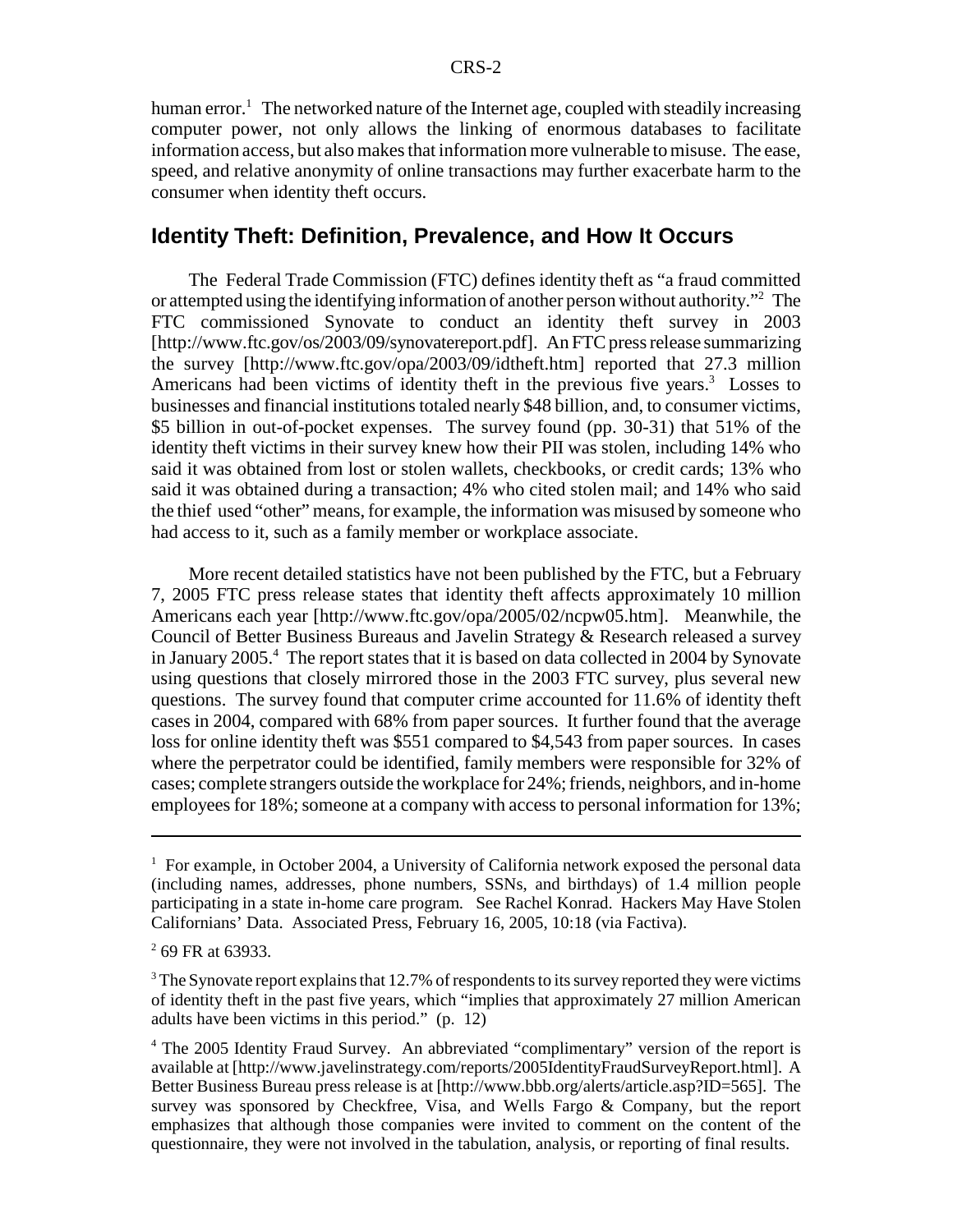human error.[1] The networked nature of the Internet age, coupled with steadily increasing computer power, not only allows the linking of enormous databases to facilitate information access, but also makes that information more vulnerable to misuse. The ease, speed, and relative anonymity of online transactions may further exacerbate harm to the consumer when identity theft occurs.

## Identity Theft: Definition, Prevalence, and How It Occurs

The Federal Trade Commission (FTC) defines identity theft as "a fraud committed or attempted using the identifying information of another person without authority."[2] The FTC commissioned Synovate to conduct an identity theft survey in 2003 [http://www.ftc.gov/os/2003/09/synovatereport.pdf]. An FTC press release summarizing the survey [http://www.ftc.gov/opa/2003/09/idtheft.htm] reported that 27.3 million Americans had been victims of identity theft in the previous five years.[3] Losses to businesses and financial institutions totaled nearly $48 billion, and, to consumer victims, $5 billion in out-of-pocket expenses. The survey found (pp. 30-31) that 51% of the identity theft victims in their survey knew how their PII was stolen, including 14% who said it was obtained from lost or stolen wallets, checkbooks, or credit cards; 13% who said it was obtained during a transaction; 4% who cited stolen mail; and 14% who said the thief used "other" means, for example, the information was misused by someone who had access to it, such as a family member or workplace associate.

More recent detailed statistics have not been published by the FTC, but a February 7, 2005 FTC press release states that identity theft affects approximately 10 million Americans each year [http://www.ftc.gov/opa/2005/02/ncpw05.htm]. Meanwhile, the Council of Better Business Bureaus and Javelin Strategy & Research released a survey in January 2005.[4] The report states that it is based on data collected in 2004 by Synovate using questions that closely mirrored those in the 2003 FTC survey, plus several new questions. The survey found that computer crime accounted for 11.6% of identity theft cases in 2004, compared with 68% from paper sources. It further found that the average loss for online identity theft was $551 compared to $4,543 from paper sources. In cases where the perpetrator could be identified, family members were responsible for 32% of cases; complete strangers outside the workplace for 24%; friends, neighbors, and in-home employees for 18%; someone at a company with access to personal information for 13%;

---

[1] For example, in October 2004, a University of California network exposed the personal data (including names, addresses, phone numbers, SSNs, and birthdays) of 1.4 million people participating in a state in-home care program. See Rachel Konrad. Hackers May Have Stolen Californians' Data. Associated Press, February 16, 2005, 10:18 (via Factiva).

[2] 69 FR at 63933.

[3] The Synovate report explains that 12.7% of respondents to its survey reported they were victims of identity theft in the past five years, which "implies that approximately 27 million American adults have been victims in this period." (p. 12)

[4] The 2005 Identity Fraud Survey. An abbreviated "complimentary" version of the report is available at [http://www.javelinstrategy.com/reports/2005IdentityFraudSurveyReport.html]. A Better Business Bureau press release is at [http://www.bbb.org/alerts/article.asp?ID=565]. The survey was sponsored by Checkfree, Visa, and Wells Fargo & Company, but the report emphasizes that although those companies were invited to comment on the content of the questionnaire, they were not involved in the tabulation, analysis, or reporting of final results.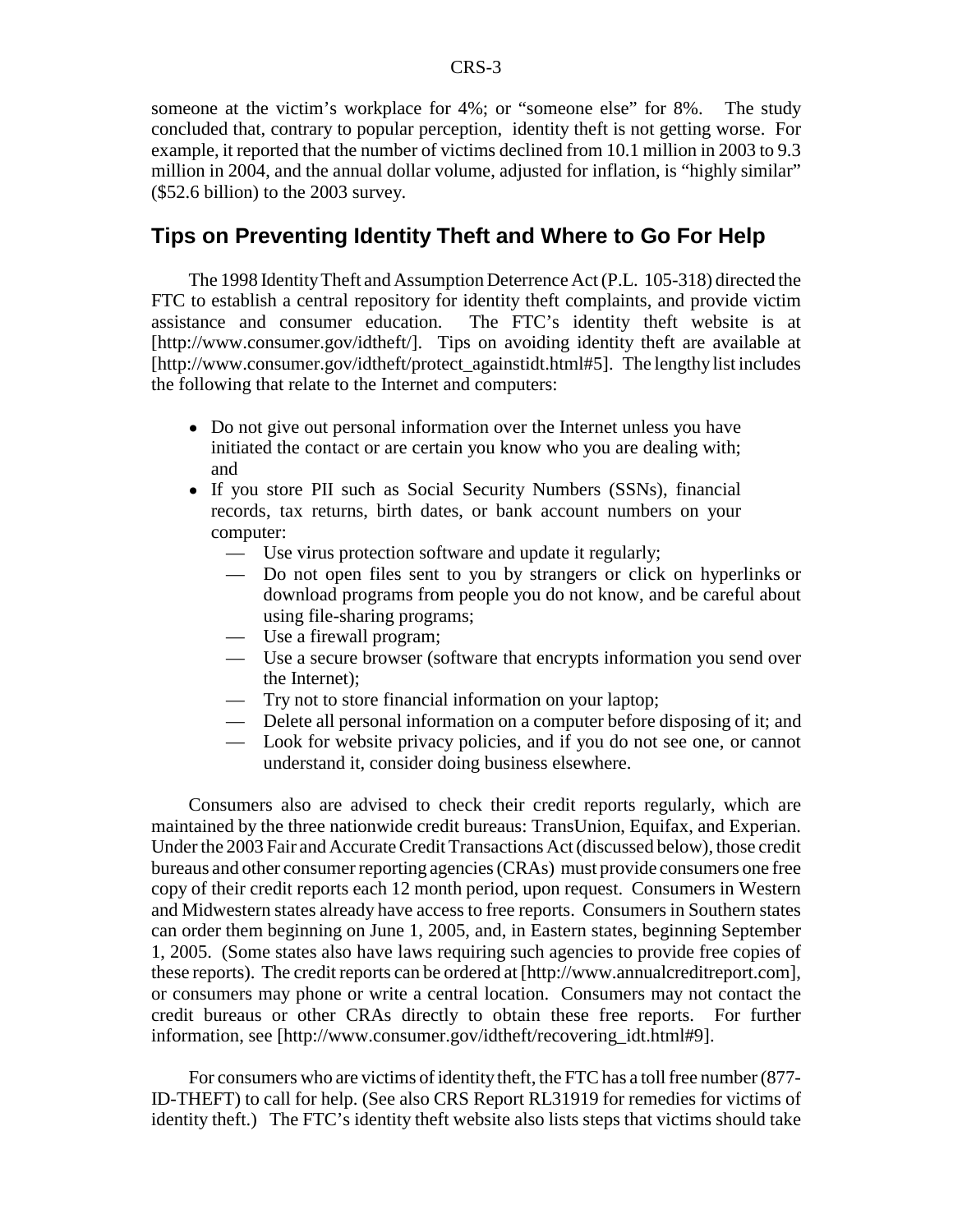someone at the victim's workplace for 4%; or "someone else" for 8%. The study concluded that, contrary to popular perception, identity theft is not getting worse. For example, it reported that the number of victims declined from 10.1 million in 2003 to 9.3 million in 2004, and the annual dollar volume, adjusted for inflation, is "highly similar" ($52.6 billion) to the 2003 survey.

## Tips on Preventing Identity Theft and Where to Go For Help

The 1998 Identity Theft and Assumption Deterrence Act (P.L. 105-318) directed the FTC to establish a central repository for identity theft complaints, and provide victim assistance and consumer education. The FTC's identity theft website is at [http://www.consumer.gov/idtheft/]. Tips on avoiding identity theft are available at [http://www.consumer.gov/idtheft/protect_againstidt.html#5]. The lengthy list includes the following that relate to the Internet and computers:

- Do not give out personal information over the Internet unless you have initiated the contact or are certain you know who you are dealing with; and
- If you store PII such as Social Security Numbers (SSNs), financial records, tax returns, birth dates, or bank account numbers on your computer:
  - Use virus protection software and update it regularly;
  - Do not open files sent to you by strangers or click on hyperlinks or download programs from people you do not know, and be careful about using file-sharing programs;
  - Use a firewall program;
  - Use a secure browser (software that encrypts information you send over the Internet);
  - Try not to store financial information on your laptop;
  - Delete all personal information on a computer before disposing of it; and
  - Look for website privacy policies, and if you do not see one, or cannot understand it, consider doing business elsewhere.

Consumers also are advised to check their credit reports regularly, which are maintained by the three nationwide credit bureaus: TransUnion, Equifax, and Experian. Under the 2003 Fair and Accurate Credit Transactions Act (discussed below), those credit bureaus and other consumer reporting agencies (CRAs) must provide consumers one free copy of their credit reports each 12 month period, upon request. Consumers in Western and Midwestern states already have access to free reports. Consumers in Southern states can order them beginning on June 1, 2005, and, in Eastern states, beginning September 1, 2005. (Some states also have laws requiring such agencies to provide free copies of these reports). The credit reports can be ordered at [http://www.annualcreditreport.com], or consumers may phone or write a central location. Consumers may not contact the credit bureaus or other CRAs directly to obtain these free reports. For further information, see [http://www.consumer.gov/idtheft/recovering_idt.html#9].

For consumers who are victims of identity theft, the FTC has a toll free number (877-ID-THEFT) to call for help. (See also CRS Report RL31919 for remedies for victims of identity theft.) The FTC's identity theft website also lists steps that victims should take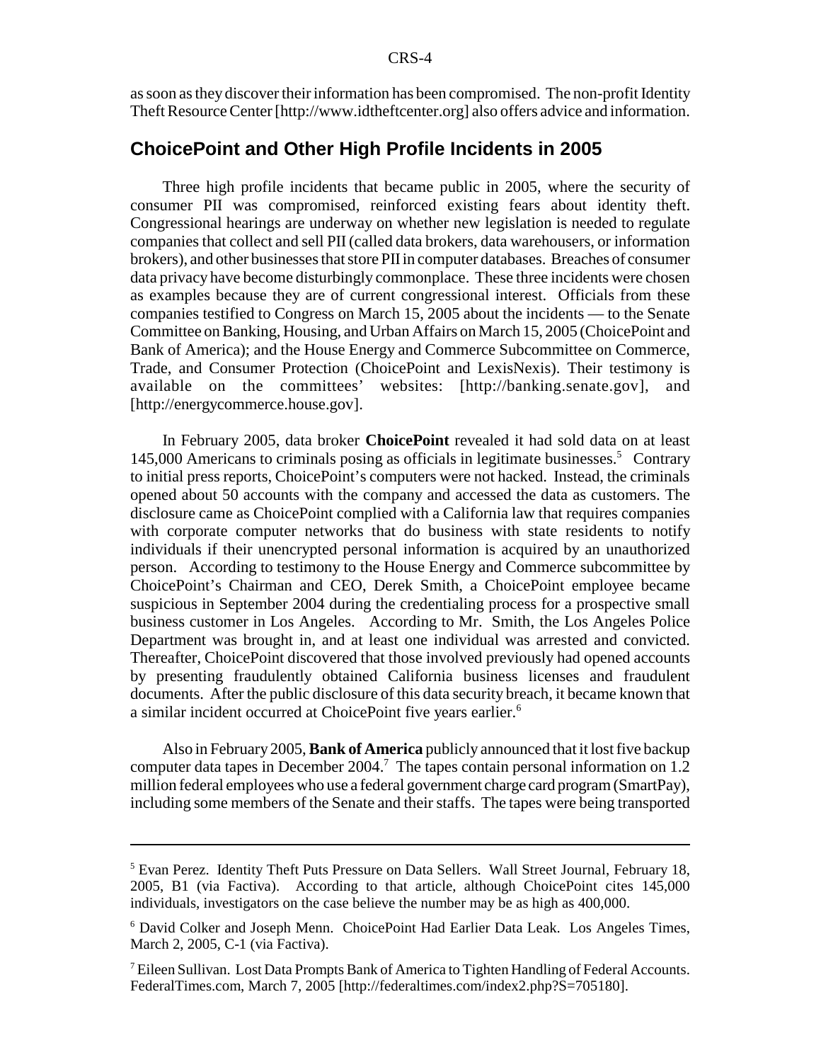as soon as they discover their information has been compromised. The non-profit Identity Theft Resource Center [http://www.idtheftcenter.org] also offers advice and information.

## ChoicePoint and Other High Profile Incidents in 2005

Three high profile incidents that became public in 2005, where the security of consumer PII was compromised, reinforced existing fears about identity theft. Congressional hearings are underway on whether new legislation is needed to regulate companies that collect and sell PII (called data brokers, data warehousers, or information brokers), and other businesses that store PII in computer databases. Breaches of consumer data privacy have become disturbingly commonplace. These three incidents were chosen as examples because they are of current congressional interest. Officials from these companies testified to Congress on March 15, 2005 about the incidents — to the Senate Committee on Banking, Housing, and Urban Affairs on March 15, 2005 (ChoicePoint and Bank of America); and the House Energy and Commerce Subcommittee on Commerce, Trade, and Consumer Protection (ChoicePoint and LexisNexis). Their testimony is available on the committees' websites: [http://banking.senate.gov], and [http://energycommerce.house.gov].

In February 2005, data broker **ChoicePoint** revealed it had sold data on at least 145,000 Americans to criminals posing as officials in legitimate businesses.[5] Contrary to initial press reports, ChoicePoint's computers were not hacked. Instead, the criminals opened about 50 accounts with the company and accessed the data as customers. The disclosure came as ChoicePoint complied with a California law that requires companies with corporate computer networks that do business with state residents to notify individuals if their unencrypted personal information is acquired by an unauthorized person. According to testimony to the House Energy and Commerce subcommittee by ChoicePoint's Chairman and CEO, Derek Smith, a ChoicePoint employee became suspicious in September 2004 during the credentialing process for a prospective small business customer in Los Angeles. According to Mr. Smith, the Los Angeles Police Department was brought in, and at least one individual was arrested and convicted. Thereafter, ChoicePoint discovered that those involved previously had opened accounts by presenting fraudulently obtained California business licenses and fraudulent documents. After the public disclosure of this data security breach, it became known that a similar incident occurred at ChoicePoint five years earlier.[6]

Also in February 2005, **Bank of America** publicly announced that it lost five backup computer data tapes in December 2004.[7] The tapes contain personal information on 1.2 million federal employees who use a federal government charge card program (SmartPay), including some members of the Senate and their staffs. The tapes were being transported

---

[5] Evan Perez. Identity Theft Puts Pressure on Data Sellers. Wall Street Journal, February 18, 2005, B1 (via Factiva). According to that article, although ChoicePoint cites 145,000 individuals, investigators on the case believe the number may be as high as 400,000.

[6] David Colker and Joseph Menn. ChoicePoint Had Earlier Data Leak. Los Angeles Times, March 2, 2005, C-1 (via Factiva).

[7] Eileen Sullivan. Lost Data Prompts Bank of America to Tighten Handling of Federal Accounts. FederalTimes.com, March 7, 2005 [http://federaltimes.com/index2.php?S=705180].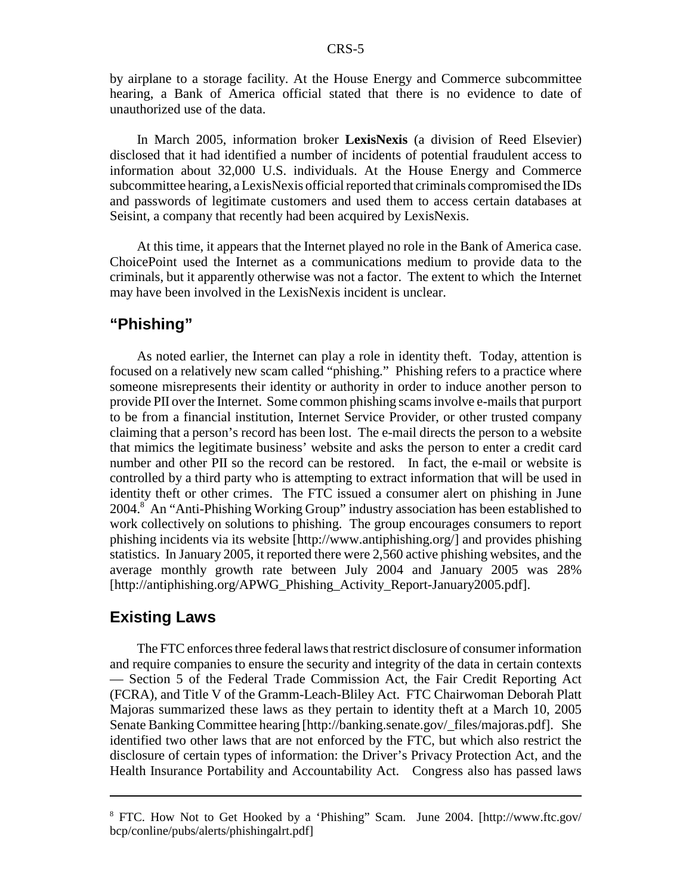by airplane to a storage facility. At the House Energy and Commerce subcommittee hearing, a Bank of America official stated that there is no evidence to date of unauthorized use of the data.

In March 2005, information broker **LexisNexis** (a division of Reed Elsevier) disclosed that it had identified a number of incidents of potential fraudulent access to information about 32,000 U.S. individuals. At the House Energy and Commerce subcommittee hearing, a LexisNexis official reported that criminals compromised the IDs and passwords of legitimate customers and used them to access certain databases at Seisint, a company that recently had been acquired by LexisNexis.

At this time, it appears that the Internet played no role in the Bank of America case. ChoicePoint used the Internet as a communications medium to provide data to the criminals, but it apparently otherwise was not a factor. The extent to which the Internet may have been involved in the LexisNexis incident is unclear.

## "Phishing"

As noted earlier, the Internet can play a role in identity theft. Today, attention is focused on a relatively new scam called "phishing." Phishing refers to a practice where someone misrepresents their identity or authority in order to induce another person to provide PII over the Internet. Some common phishing scams involve e-mails that purport to be from a financial institution, Internet Service Provider, or other trusted company claiming that a person's record has been lost. The e-mail directs the person to a website that mimics the legitimate business' website and asks the person to enter a credit card number and other PII so the record can be restored. In fact, the e-mail or website is controlled by a third party who is attempting to extract information that will be used in identity theft or other crimes. The FTC issued a consumer alert on phishing in June 2004.[8] An "Anti-Phishing Working Group" industry association has been established to work collectively on solutions to phishing. The group encourages consumers to report phishing incidents via its website [http://www.antiphishing.org/] and provides phishing statistics. In January 2005, it reported there were 2,560 active phishing websites, and the average monthly growth rate between July 2004 and January 2005 was 28% [http://antiphishing.org/APWG_Phishing_Activity_Report-January2005.pdf].

## Existing Laws

The FTC enforces three federal laws that restrict disclosure of consumer information and require companies to ensure the security and integrity of the data in certain contexts — Section 5 of the Federal Trade Commission Act, the Fair Credit Reporting Act (FCRA), and Title V of the Gramm-Leach-Bliley Act. FTC Chairwoman Deborah Platt Majoras summarized these laws as they pertain to identity theft at a March 10, 2005 Senate Banking Committee hearing [http://banking.senate.gov/_files/majoras.pdf]. She identified two other laws that are not enforced by the FTC, but which also restrict the disclosure of certain types of information: the Driver's Privacy Protection Act, and the Health Insurance Portability and Accountability Act. Congress also has passed laws

---

[8] FTC. How Not to Get Hooked by a 'Phishing" Scam. June 2004. [http://www.ftc.gov/bcp/conline/pubs/alerts/phishingalrt.pdf]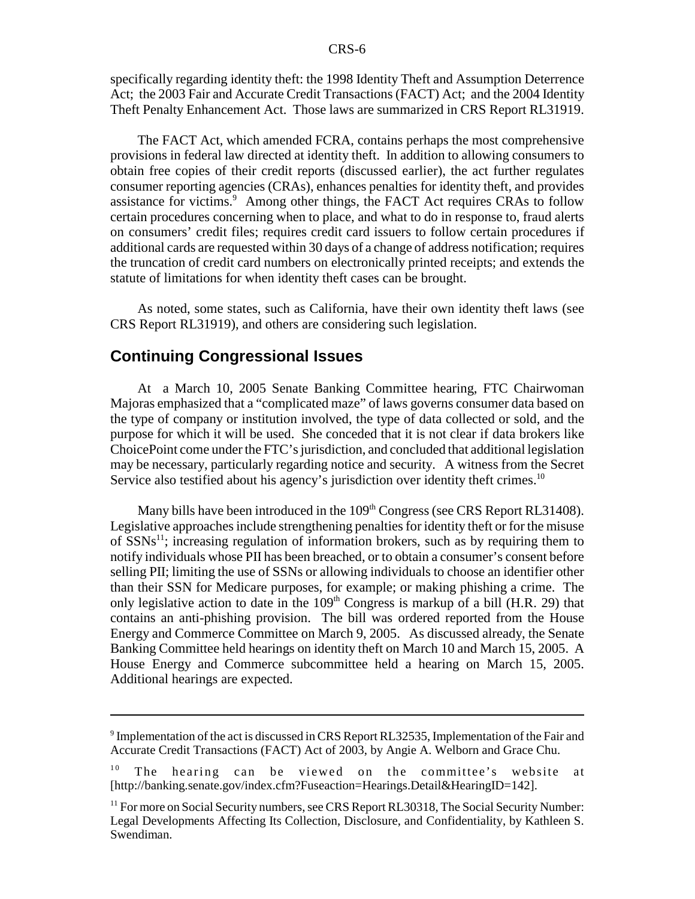specifically regarding identity theft: the 1998 Identity Theft and Assumption Deterrence Act; the 2003 Fair and Accurate Credit Transactions (FACT) Act; and the 2004 Identity Theft Penalty Enhancement Act. Those laws are summarized in CRS Report RL31919.

The FACT Act, which amended FCRA, contains perhaps the most comprehensive provisions in federal law directed at identity theft. In addition to allowing consumers to obtain free copies of their credit reports (discussed earlier), the act further regulates consumer reporting agencies (CRAs), enhances penalties for identity theft, and provides assistance for victims.[9] Among other things, the FACT Act requires CRAs to follow certain procedures concerning when to place, and what to do in response to, fraud alerts on consumers' credit files; requires credit card issuers to follow certain procedures if additional cards are requested within 30 days of a change of address notification; requires the truncation of credit card numbers on electronically printed receipts; and extends the statute of limitations for when identity theft cases can be brought.

As noted, some states, such as California, have their own identity theft laws (see CRS Report RL31919), and others are considering such legislation.

## Continuing Congressional Issues

At a March 10, 2005 Senate Banking Committee hearing, FTC Chairwoman Majoras emphasized that a "complicated maze" of laws governs consumer data based on the type of company or institution involved, the type of data collected or sold, and the purpose for which it will be used. She conceded that it is not clear if data brokers like ChoicePoint come under the FTC's jurisdiction, and concluded that additional legislation may be necessary, particularly regarding notice and security. A witness from the Secret Service also testified about his agency's jurisdiction over identity theft crimes.[10]

Many bills have been introduced in the 109th Congress (see CRS Report RL31408). Legislative approaches include strengthening penalties for identity theft or for the misuse of SSNs[11]; increasing regulation of information brokers, such as by requiring them to notify individuals whose PII has been breached, or to obtain a consumer's consent before selling PII; limiting the use of SSNs or allowing individuals to choose an identifier other than their SSN for Medicare purposes, for example; or making phishing a crime. The only legislative action to date in the 109th Congress is markup of a bill (H.R. 29) that contains an anti-phishing provision. The bill was ordered reported from the House Energy and Commerce Committee on March 9, 2005. As discussed already, the Senate Banking Committee held hearings on identity theft on March 10 and March 15, 2005. A House Energy and Commerce subcommittee held a hearing on March 15, 2005. Additional hearings are expected.

---

[9] Implementation of the act is discussed in CRS Report RL32535, Implementation of the Fair and Accurate Credit Transactions (FACT) Act of 2003, by Angie A. Welborn and Grace Chu.

[10] The hearing can be viewed on the committee's website at [http://banking.senate.gov/index.cfm?Fuseaction=Hearings.Detail&HearingID=142].

[11] For more on Social Security numbers, see CRS Report RL30318, The Social Security Number: Legal Developments Affecting Its Collection, Disclosure, and Confidentiality, by Kathleen S. Swendiman.